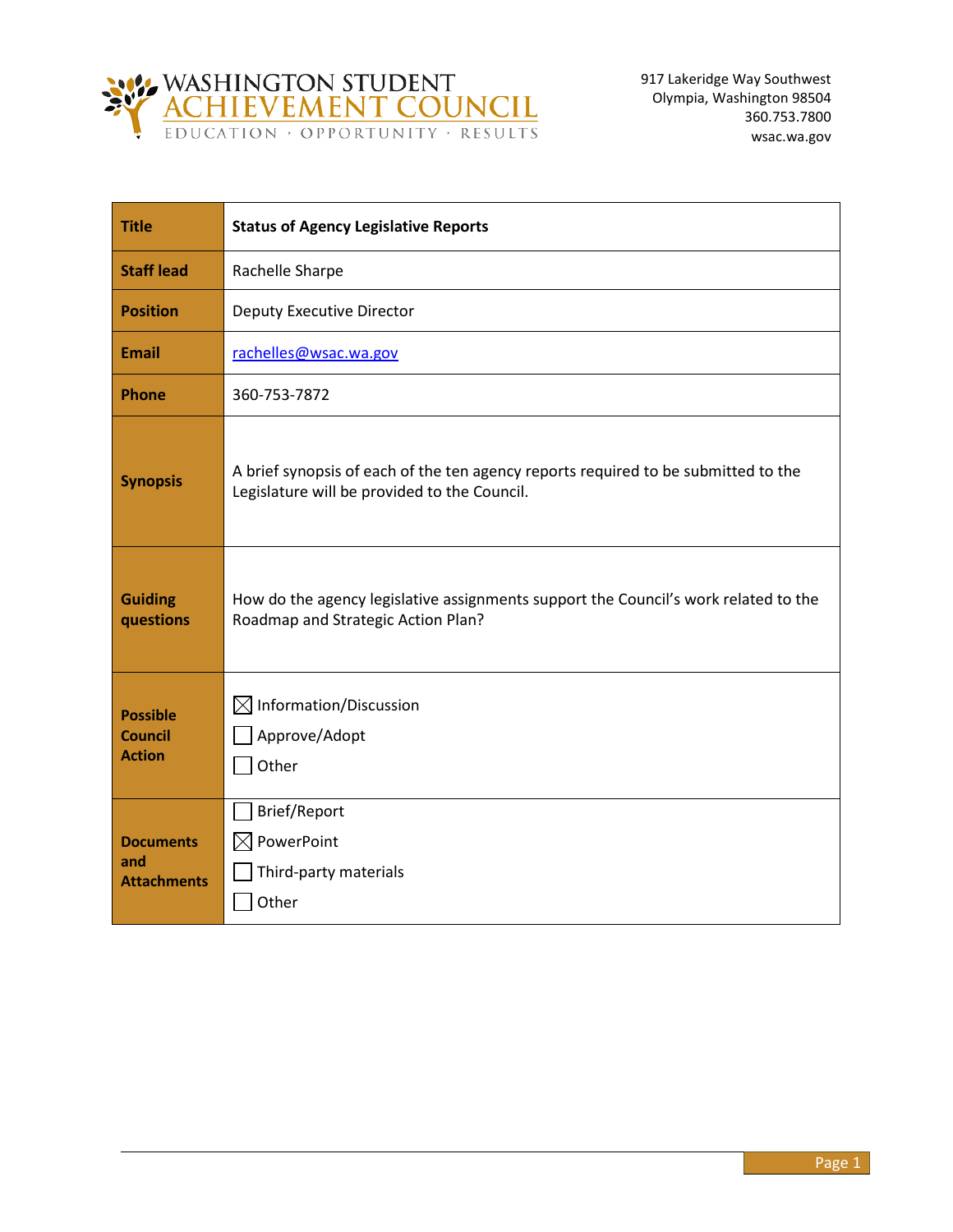WASHINGTON STUDENT
ACHIEVEMENT COUNCIL
EDUCATION · OPPORTUNITY · RESULTS

917 Lakeridge Way Southwest
Olympia, Washington 98504
360.753.7800
wsac.wa.gov

| **Title** | **Status of Agency Legislative Reports** |
|---|---|
| **Staff lead** | Rachelle Sharpe |
| **Position** | Deputy Executive Director |
| **Email** | rachelles@wsac.wa.gov |
| **Phone** | 360-753-7872 |
| **Synopsis** | A brief synopsis of each of the ten agency reports required to be submitted to the Legislature will be provided to the Council. |
| **Guiding questions** | How do the agency legislative assignments support the Council's work related to the Roadmap and Strategic Action Plan? |
| **Possible Council Action** | ☒ Information/Discussion<br>☐ Approve/Adopt<br>☐ Other |
| **Documents and Attachments** | ☐ Brief/Report<br>☒ PowerPoint<br>☐ Third-party materials<br>☐ Other |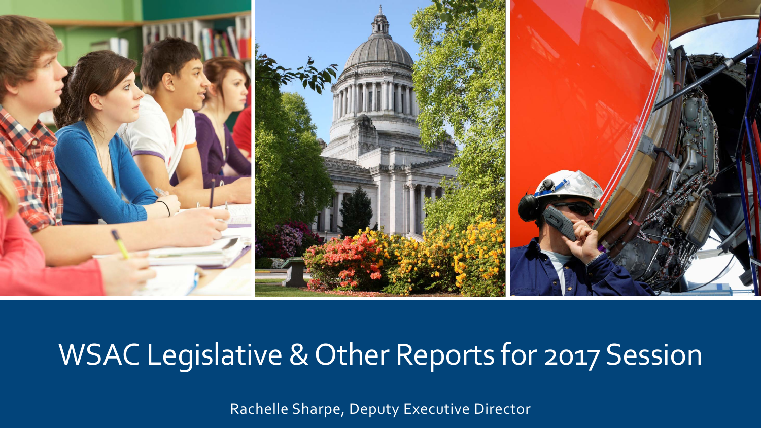# WSAC Legislative & Other Reports for 2017 Session

Rachelle Sharpe, Deputy Executive Director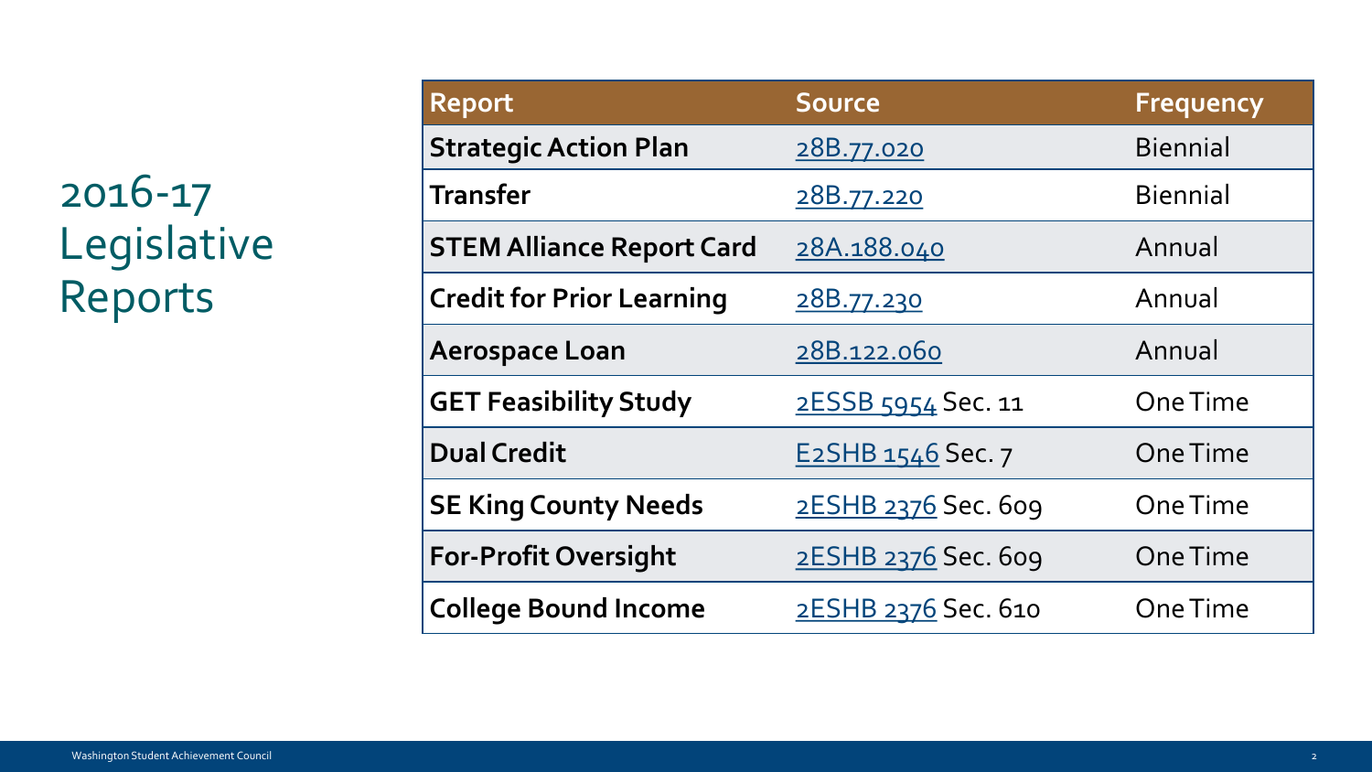# 2016-17 Legislative Reports

| Report | Source | Frequency |
| --- | --- | --- |
| **Strategic Action Plan** | 28B.77.020 | Biennial |
| **Transfer** | 28B.77.220 | Biennial |
| **STEM Alliance Report Card** | 28A.188.040 | Annual |
| **Credit for Prior Learning** | 28B.77.230 | Annual |
| **Aerospace Loan** | 28B.122.060 | Annual |
| **GET Feasibility Study** | 2ESSB 5954 Sec. 11 | One Time |
| **Dual Credit** | E2SHB 1546 Sec. 7 | One Time |
| **SE King County Needs** | 2ESHB 2376 Sec. 609 | One Time |
| **For-Profit Oversight** | 2ESHB 2376 Sec. 609 | One Time |
| **College Bound Income** | 2ESHB 2376 Sec. 610 | One Time |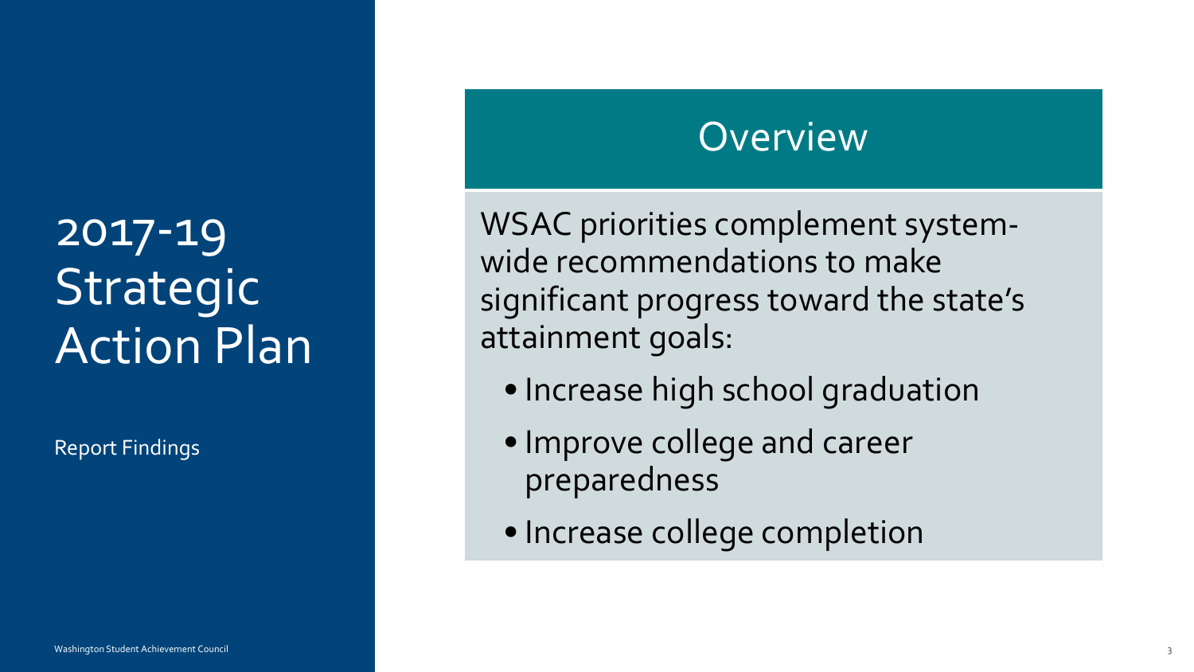# 2017-19 Strategic Action Plan

Report Findings

## Overview

WSAC priorities complement system-wide recommendations to make significant progress toward the state's attainment goals:

- Increase high school graduation
- Improve college and career preparedness
- Increase college completion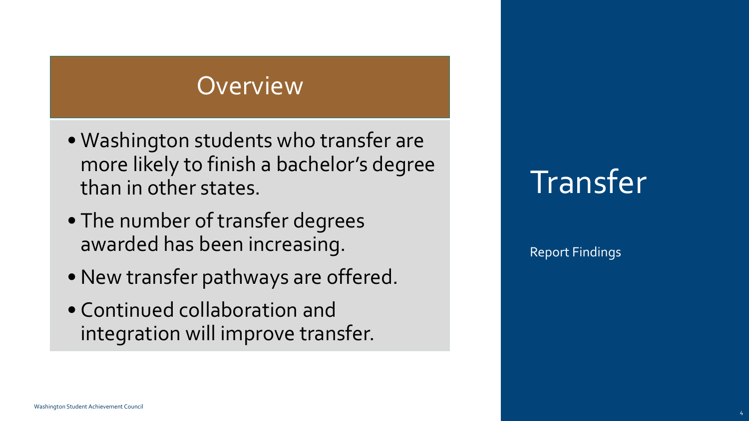# Transfer

Report Findings

## Overview

- Washington students who transfer are more likely to finish a bachelor's degree than in other states.
- The number of transfer degrees awarded has been increasing.
- New transfer pathways are offered.
- Continued collaboration and integration will improve transfer.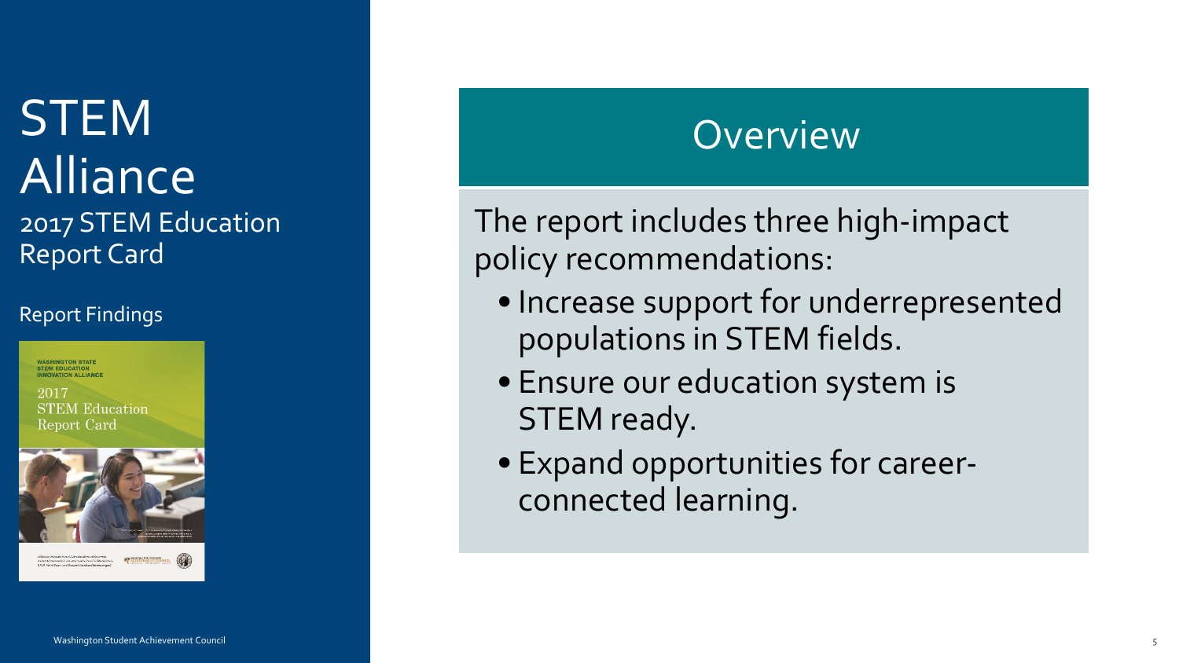# STEM Alliance

## 2017 STEM Education Report Card

Report Findings

## Overview

The report includes three high-impact policy recommendations:

- Increase support for underrepresented populations in STEM fields.
- Ensure our education system is STEM ready.
- Expand opportunities for career-connected learning.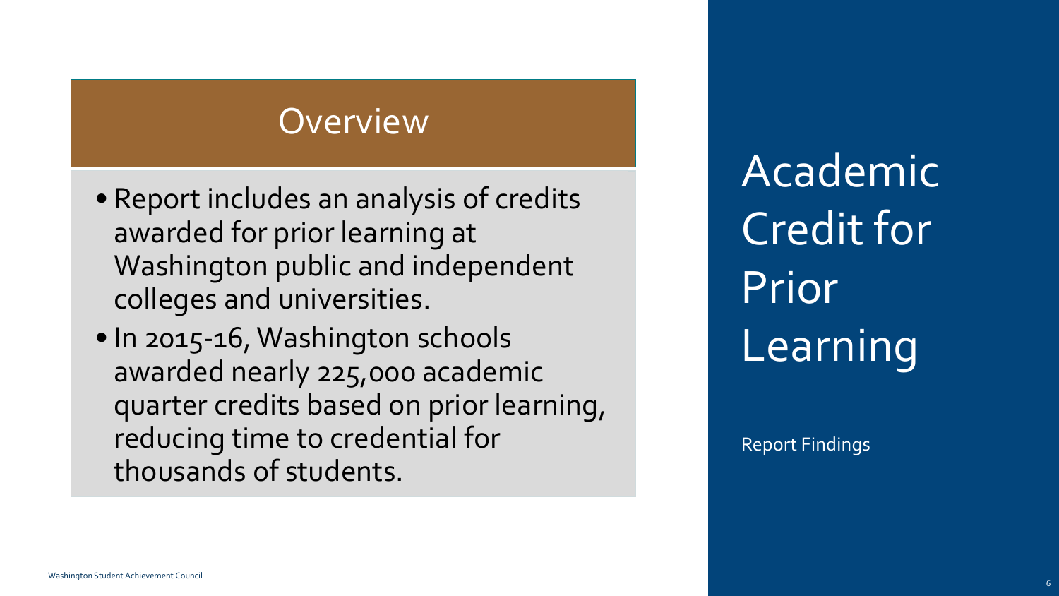# Academic Credit for Prior Learning

Report Findings

## Overview

- Report includes an analysis of credits awarded for prior learning at Washington public and independent colleges and universities.
- In 2015-16, Washington schools awarded nearly 225,000 academic quarter credits based on prior learning, reducing time to credential for thousands of students.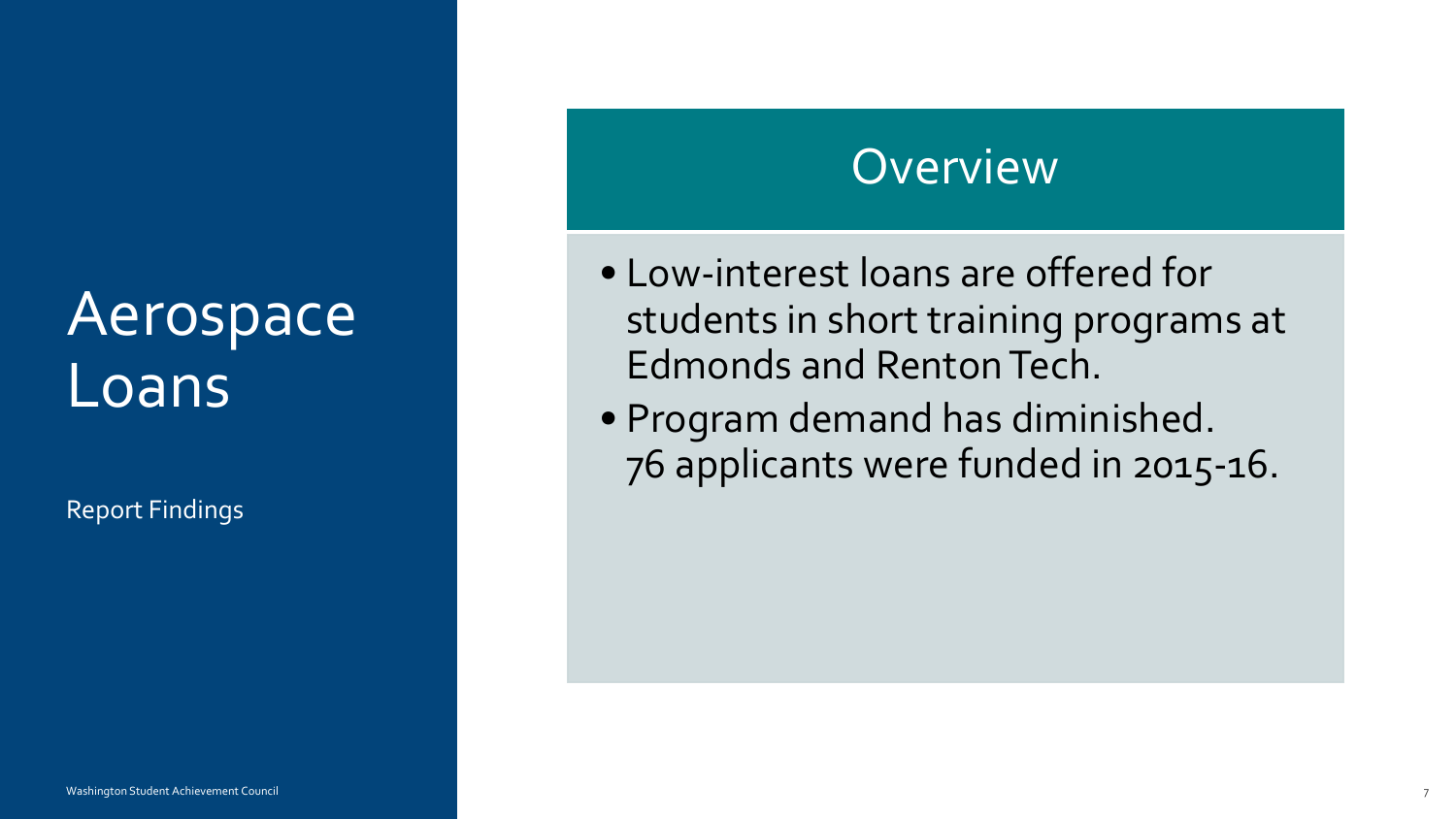# Aerospace Loans

Report Findings

## Overview

- Low-interest loans are offered for students in short training programs at Edmonds and Renton Tech.
- Program demand has diminished. 76 applicants were funded in 2015-16.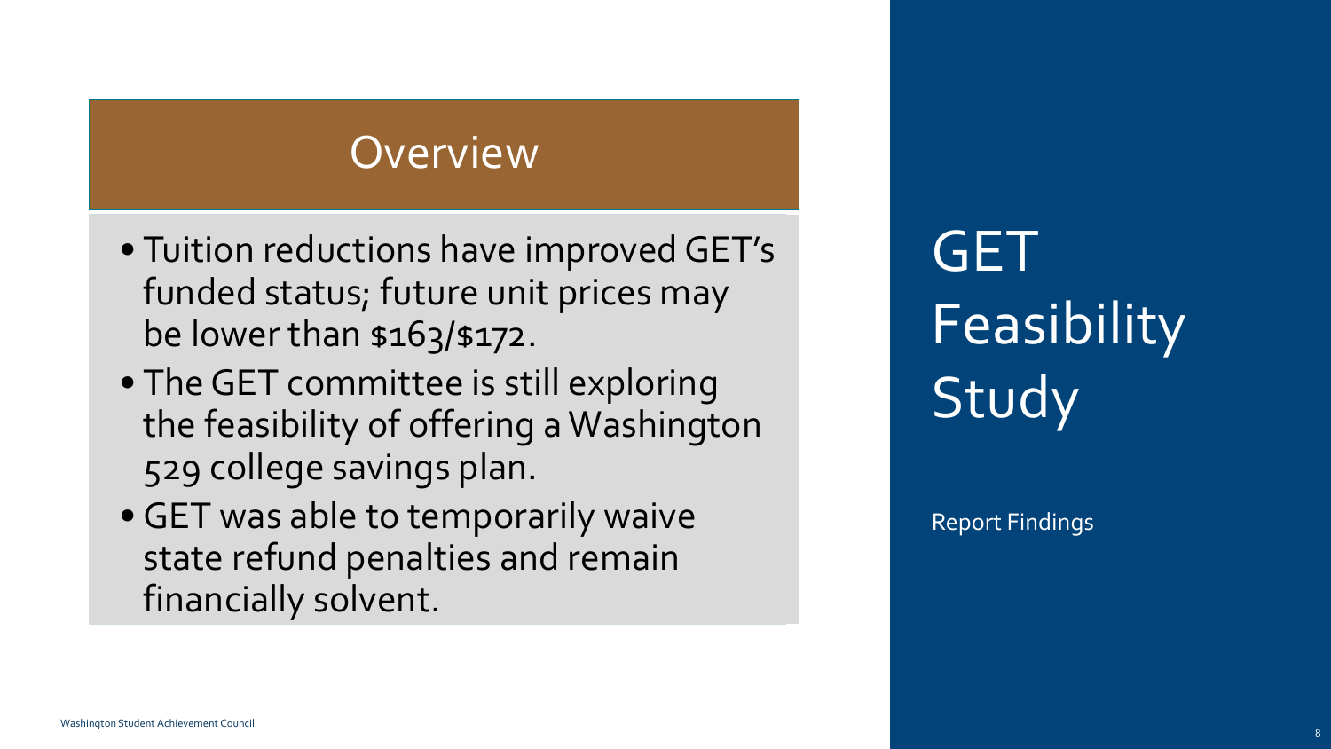# GET Feasibility Study

Report Findings

## Overview

- Tuition reductions have improved GET's funded status; future unit prices may be lower than $163/$172.
- The GET committee is still exploring the feasibility of offering a Washington 529 college savings plan.
- GET was able to temporarily waive state refund penalties and remain financially solvent.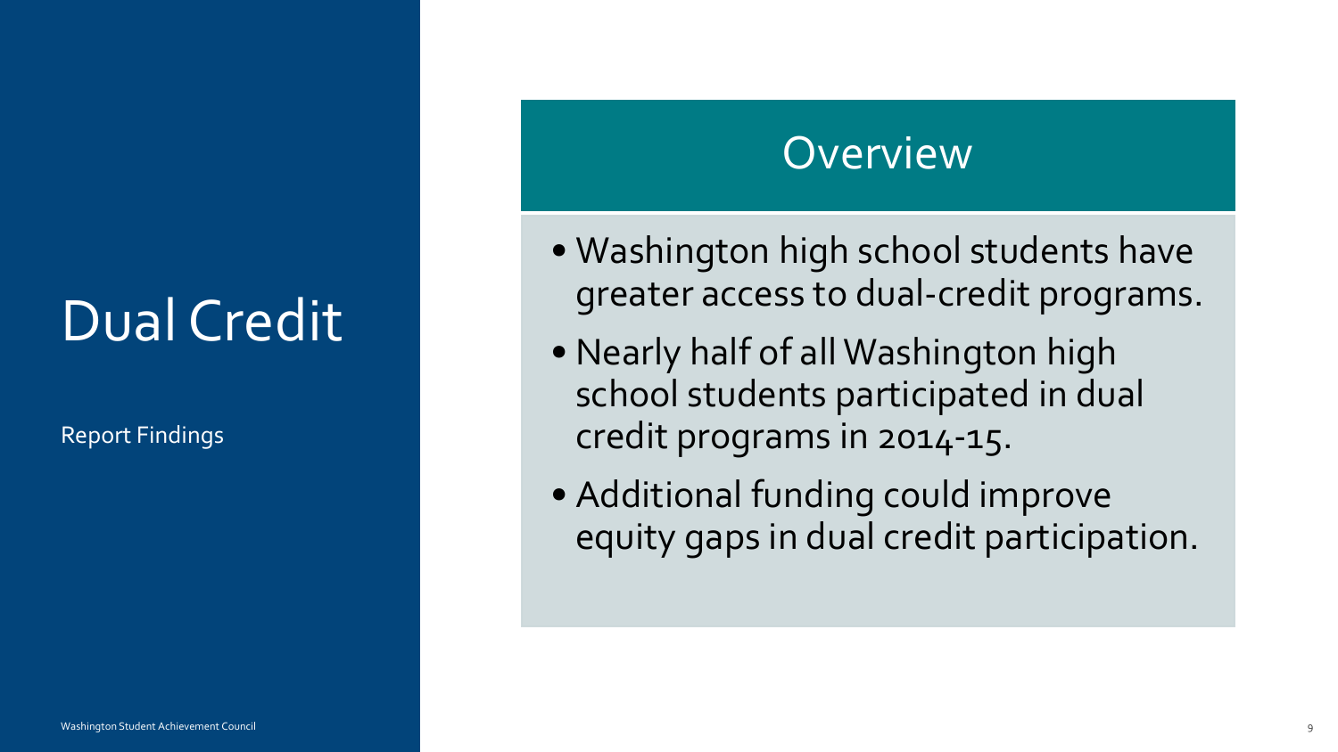# Dual Credit

Report Findings

## Overview

- Washington high school students have greater access to dual-credit programs.
- Nearly half of all Washington high school students participated in dual credit programs in 2014-15.
- Additional funding could improve equity gaps in dual credit participation.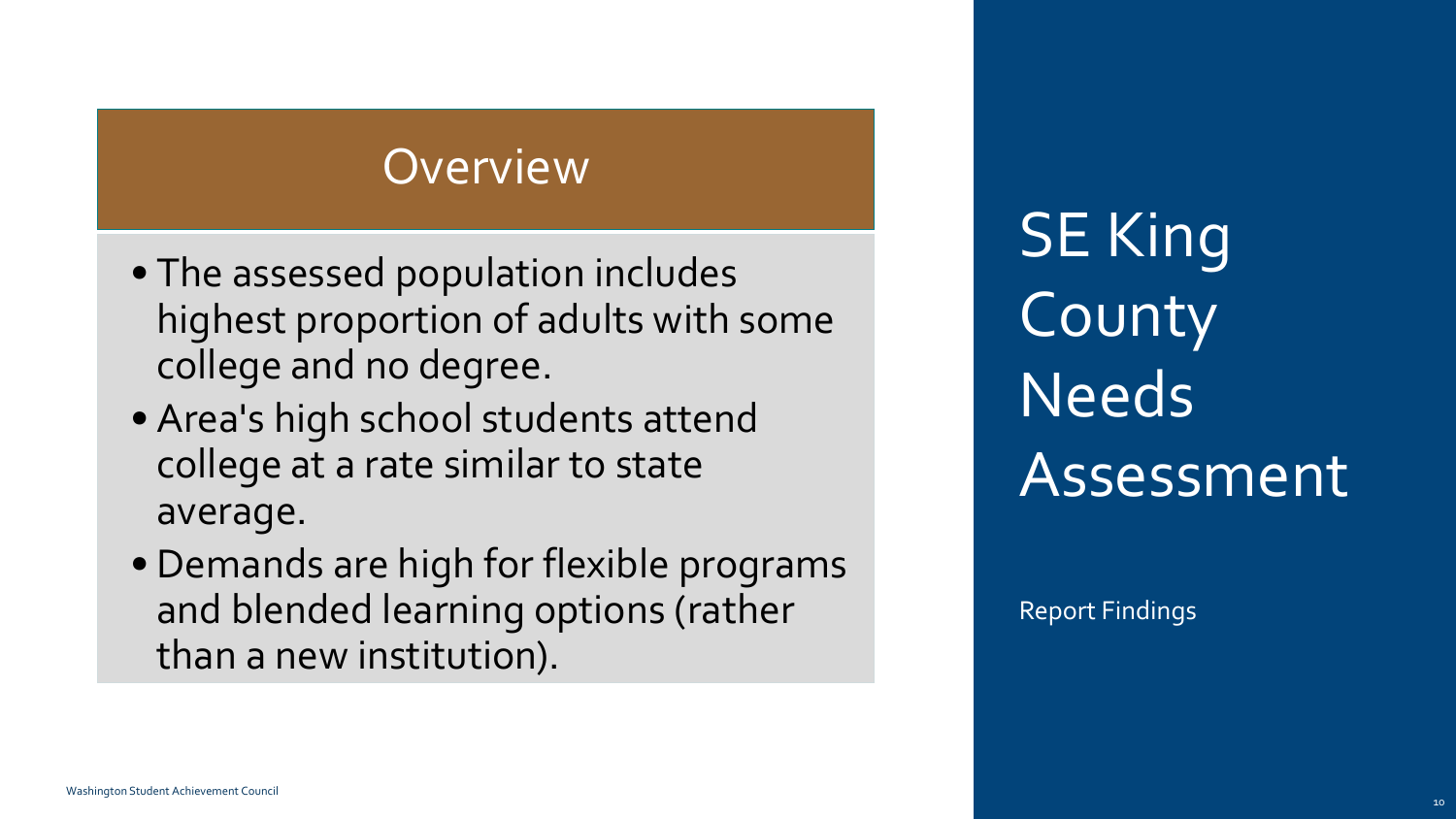# SE King County Needs Assessment

Report Findings

## Overview

- The assessed population includes highest proportion of adults with some college and no degree.
- Area's high school students attend college at a rate similar to state average.
- Demands are high for flexible programs and blended learning options (rather than a new institution).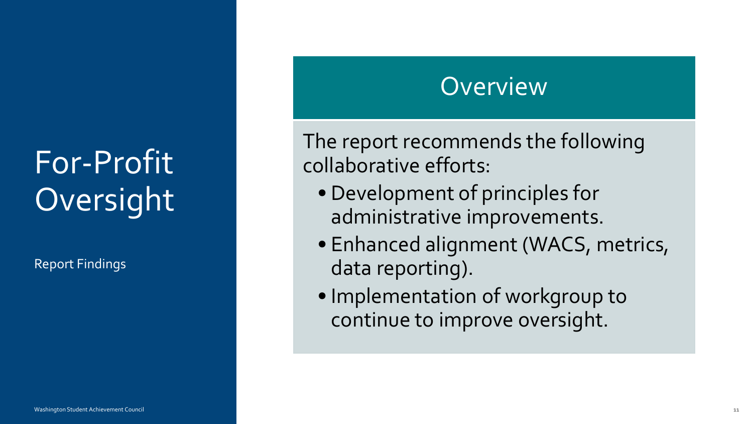# For-Profit Oversight

Report Findings

## Overview

The report recommends the following collaborative efforts:

- Development of principles for administrative improvements.
- Enhanced alignment (WACS, metrics, data reporting).
- Implementation of workgroup to continue to improve oversight.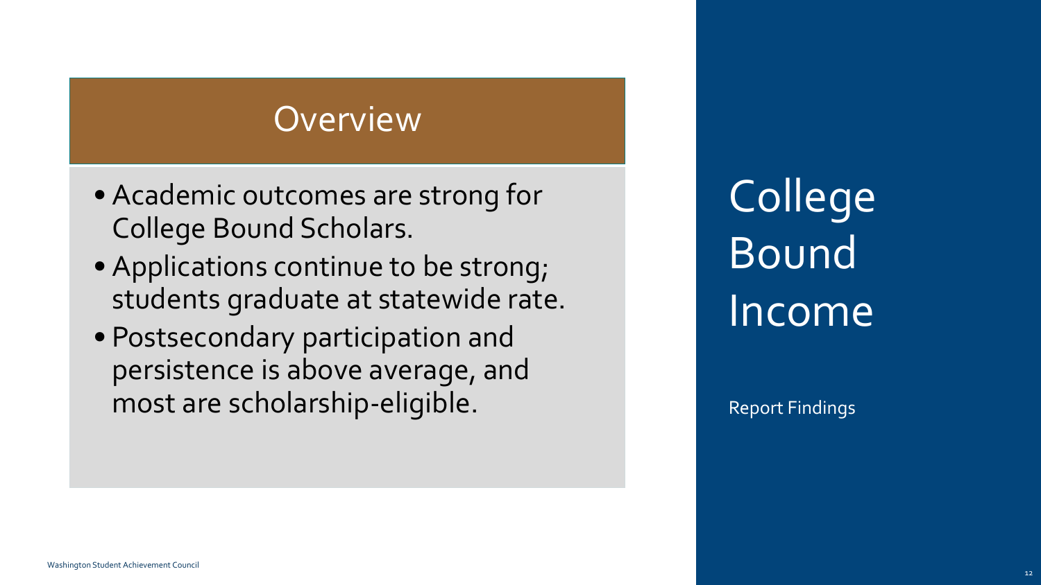# College Bound Income

Report Findings

## Overview

- Academic outcomes are strong for College Bound Scholars.
- Applications continue to be strong; students graduate at statewide rate.
- Postsecondary participation and persistence is above average, and most are scholarship-eligible.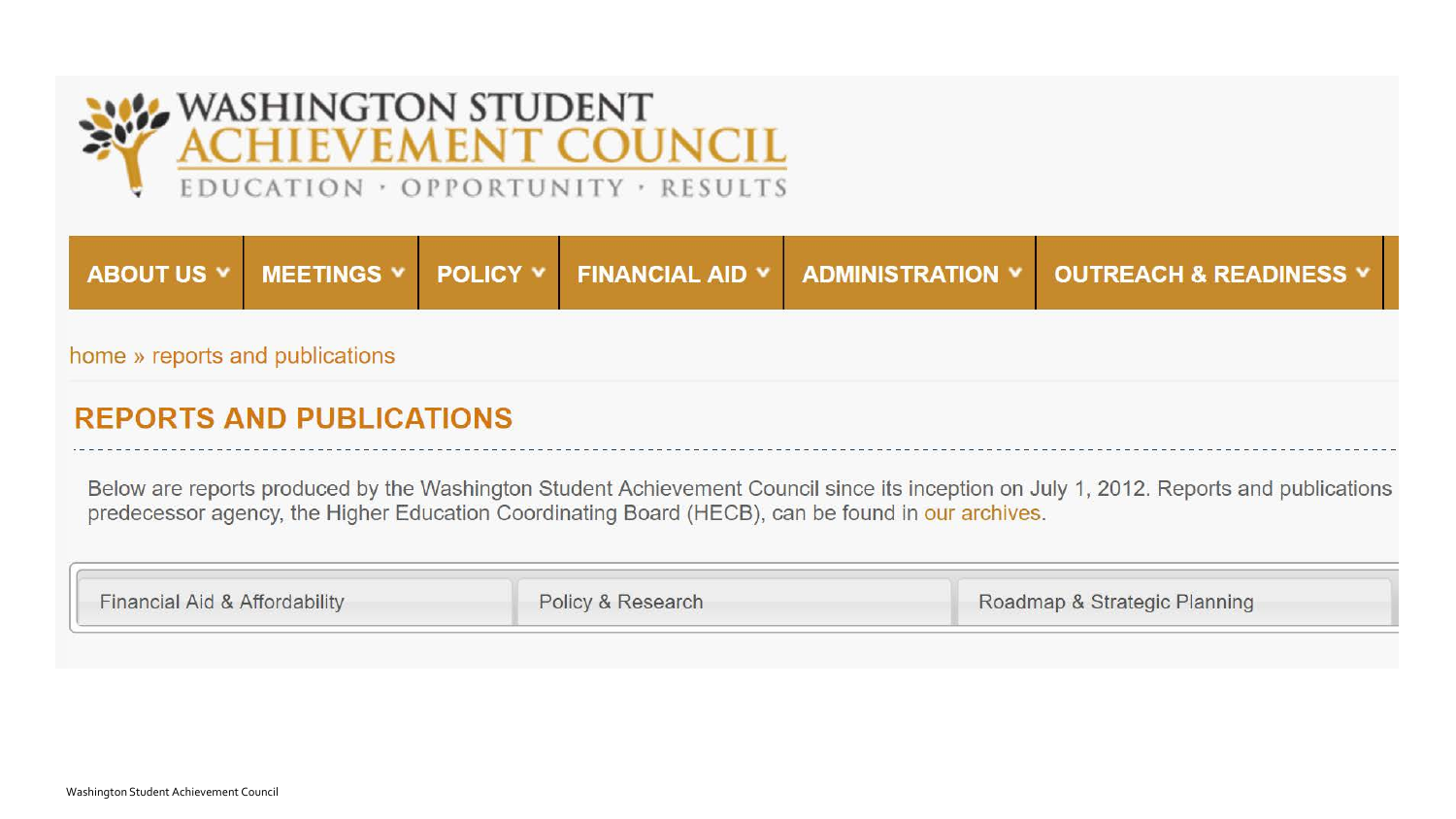WASHINGTON STUDENT ACHIEVEMENT COUNCIL

EDUCATION · OPPORTUNITY · RESULTS

ABOUT US | MEETINGS | POLICY | FINANCIAL AID | ADMINISTRATION | OUTREACH & READINESS

home » reports and publications

## REPORTS AND PUBLICATIONS

Below are reports produced by the Washington Student Achievement Council since its inception on July 1, 2012. Reports and publications predecessor agency, the Higher Education Coordinating Board (HECB), can be found in our archives.

- Financial Aid & Affordability
- Policy & Research
- Roadmap & Strategic Planning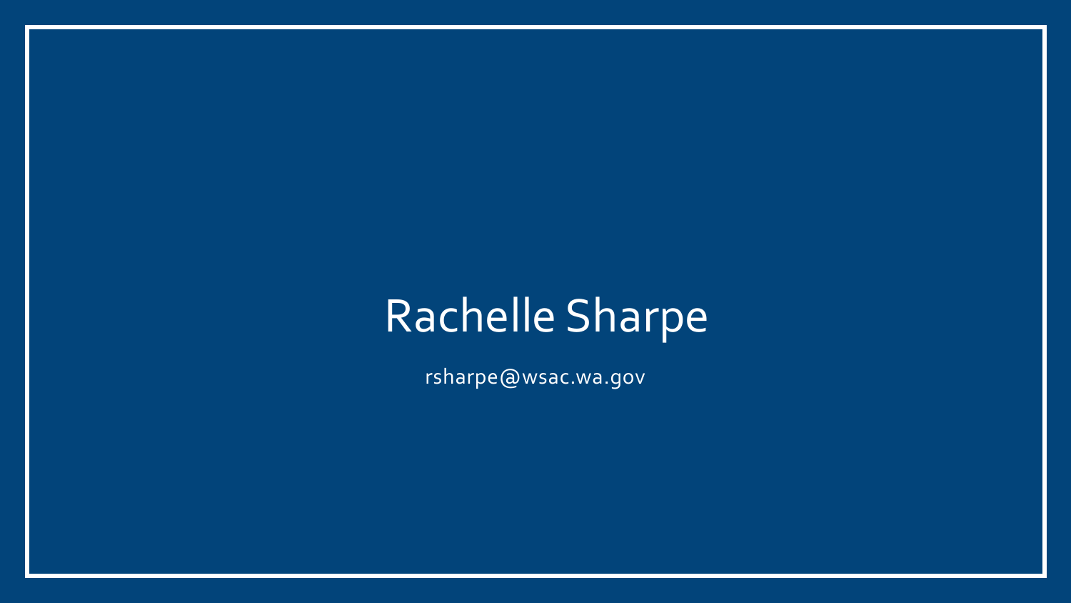# Rachelle Sharpe

rsharpe@wsac.wa.gov